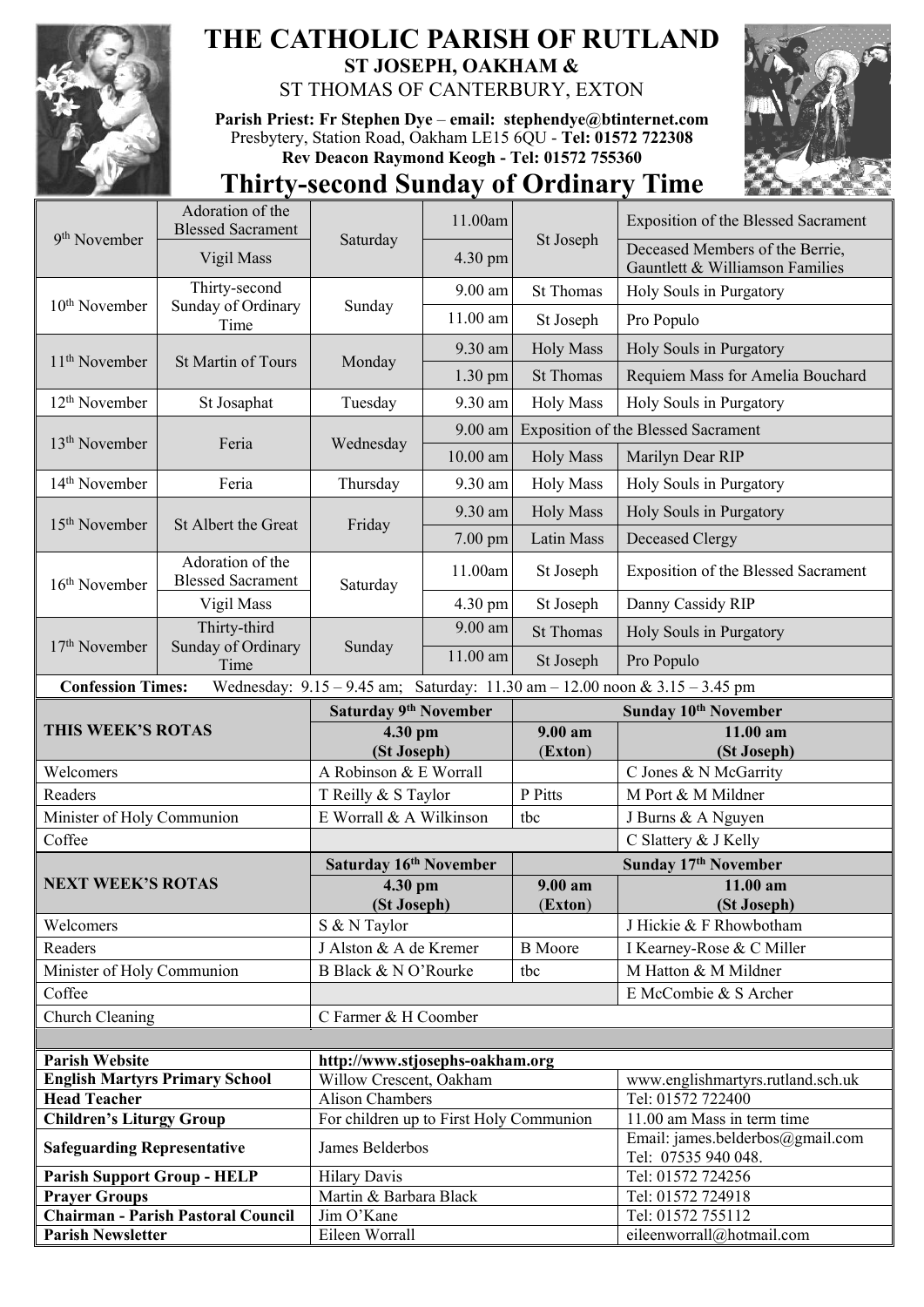# THE CATHOLIC PARISH OF RUTLAND

## ST JOSEPH, OAKHAM &

## ST THOMAS OF CANTERBURY, EXTON

**Parish Priest: Fr Stephen Dye – email: stephendye@btinternet.com**
Presbytery, Station Road, Oakham LE15 6QU - **Tel: 01572 722308**
**Rev Deacon Raymond Keogh - Tel: 01572 755360**

# Thirty-second Sunday of Ordinary Time

| Date | Feast | Day | Time | Place | Intention |
|---|---|---|---|---|---|
| 9th November | Adoration of the Blessed Sacrament | Saturday | 11.00am | St Joseph | Exposition of the Blessed Sacrament |
| | Vigil Mass | | 4.30 pm | | Deceased Members of the Berrie, Gauntlett & Williamson Families |
| 10th November | Thirty-second Sunday of Ordinary Time | Sunday | 9.00 am | St Thomas | Holy Souls in Purgatory |
| | | | 11.00 am | St Joseph | Pro Populo |
| 11th November | St Martin of Tours | Monday | 9.30 am | Holy Mass | Holy Souls in Purgatory |
| | | | 1.30 pm | St Thomas | Requiem Mass for Amelia Bouchard |
| 12th November | St Josaphat | Tuesday | 9.30 am | Holy Mass | Holy Souls in Purgatory |
| 13th November | Feria | Wednesday | 9.00 am | Exposition of the Blessed Sacrament | |
| | | | 10.00 am | Holy Mass | Marilyn Dear RIP |
| 14th November | Feria | Thursday | 9.30 am | Holy Mass | Holy Souls in Purgatory |
| 15th November | St Albert the Great | Friday | 9.30 am | Holy Mass | Holy Souls in Purgatory |
| | | | 7.00 pm | Latin Mass | Deceased Clergy |
| 16th November | Adoration of the Blessed Sacrament | Saturday | 11.00am | St Joseph | Exposition of the Blessed Sacrament |
| | Vigil Mass | | 4.30 pm | St Joseph | Danny Cassidy RIP |
| 17th November | Thirty-third Sunday of Ordinary Time | Sunday | 9.00 am | St Thomas | Holy Souls in Purgatory |
| | | | 11.00 am | St Joseph | Pro Populo |

**Confession Times:** Wednesday: 9.15 – 9.45 am; Saturday: 11.30 am – 12.00 noon & 3.15 – 3.45 pm

| **THIS WEEK'S ROTAS** | **Saturday 9th November** | **Sunday 10th November** | |
|---|---|---|---|
| | **4.30 pm (St Joseph)** | **9.00 am (Exton)** | **11.00 am (St Joseph)** |
| Welcomers | A Robinson & E Worrall | | C Jones & N McGarrity |
| Readers | T Reilly & S Taylor | P Pitts | M Port & M Mildner |
| Minister of Holy Communion | E Worrall & A Wilkinson | tbc | J Burns & A Nguyen |
| Coffee | | | C Slattery & J Kelly |

| **NEXT WEEK'S ROTAS** | **Saturday 16th November** | **Sunday 17th November** | |
|---|---|---|---|
| | **4.30 pm (St Joseph)** | **9.00 am (Exton)** | **11.00 am (St Joseph)** |
| Welcomers | S & N Taylor | | J Hickie & F Rhowbotham |
| Readers | J Alston & A de Kremer | B Moore | I Kearney-Rose & C Miller |
| Minister of Holy Communion | B Black & N O'Rourke | tbc | M Hatton & M Mildner |
| Coffee | | | E McCombie & S Archer |
| Church Cleaning | C Farmer & H Coomber | | |

| | | |
|---|---|---|
| **Parish Website** | **http://www.stjosephs-oakham.org** | |
| **English Martyrs Primary School** | Willow Crescent, Oakham | www.englishmartyrs.rutland.sch.uk |
| **Head Teacher** | Alison Chambers | Tel: 01572 722400 |
| **Children's Liturgy Group** | For children up to First Holy Communion | 11.00 am Mass in term time |
| **Safeguarding Representative** | James Belderbos | Email: james.belderbos@gmail.com Tel: 07535 940 048. |
| **Parish Support Group - HELP** | Hilary Davis | Tel: 01572 724256 |
| **Prayer Groups** | Martin & Barbara Black | Tel: 01572 724918 |
| **Chairman - Parish Pastoral Council** | Jim O'Kane | Tel: 01572 755112 |
| **Parish Newsletter** | Eileen Worrall | eileenworrall@hotmail.com |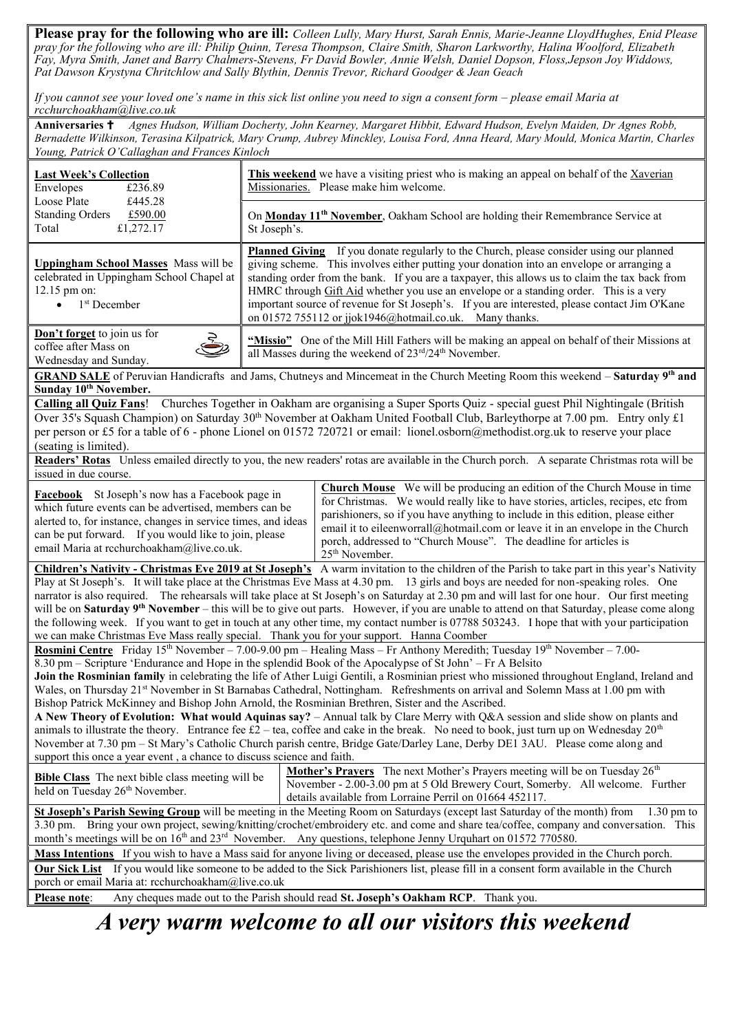**Please pray for the following who are ill:** *Colleen Lully, Mary Hurst, Sarah Ennis, Marie-Jeanne LloydHughes, Enid Please pray for the following who are ill: Philip Quinn, Teresa Thompson, Claire Smith, Sharon Larkworthy, Halina Woolford, Elizabeth Fay, Myra Smith, Janet and Barry Chalmers-Stevens, Fr David Bowler, Annie Welsh, Daniel Dopson, Floss,Jepson Joy Widdows, Pat Dawson Krystyna Chritchlow and Sally Blythin, Dennis Trevor, Richard Goodger & Jean Geach*

*If you cannot see your loved one's name in this sick list online you need to sign a consent form – please email Maria at rcchurchoakham@live.co.uk*

**Anniversaries ✝** *Agnes Hudson, William Docherty, John Kearney, Margaret Hibbit, Edward Hudson, Evelyn Maiden, Dr Agnes Robb, Bernadette Wilkinson, Terasina Kilpatrick, Mary Crump, Aubrey Minckley, Louisa Ford, Anna Heard, Mary Mould, Monica Martin, Charles Young, Patrick O'Callaghan and Frances Kinloch*

**Last Week's Collection**

| | |
|---|---|
| Envelopes | £236.89 |
| Loose Plate | £445.28 |
| Standing Orders | £590.00 |
| Total | £1,272.17 |

**This weekend** we have a visiting priest who is making an appeal on behalf of the Xaverian Missionaries. Please make him welcome.

On **Monday 11th November**, Oakham School are holding their Remembrance Service at St Joseph's.

**Uppingham School Masses** Mass will be celebrated in Uppingham School Chapel at 12.15 pm on:

- 1st December

**Planned Giving** If you donate regularly to the Church, please consider using our planned giving scheme. This involves either putting your donation into an envelope or arranging a standing order from the bank. If you are a taxpayer, this allows us to claim the tax back from HMRC through Gift Aid whether you use an envelope or a standing order. This is a very important source of revenue for St Joseph's. If you are interested, please contact Jim O'Kane on 01572 755112 or jjok1946@hotmail.co.uk. Many thanks.

**Don't forget** to join us for coffee after Mass on Wednesday and Sunday.

**"Missio"** One of the Mill Hill Fathers will be making an appeal on behalf of their Missions at all Masses during the weekend of 23rd/24th November.

**GRAND SALE** of Peruvian Handicrafts and Jams, Chutneys and Mincemeat in the Church Meeting Room this weekend – **Saturday 9th and Sunday 10th November.**

**Calling all Quiz Fans**! Churches Together in Oakham are organising a Super Sports Quiz - special guest Phil Nightingale (British Over 35's Squash Champion) on Saturday 30th November at Oakham United Football Club, Barleythorpe at 7.00 pm. Entry only £1 per person or £5 for a table of 6 - phone Lionel on 01572 720721 or email: lionel.osborn@methodist.org.uk to reserve your place (seating is limited).

**Readers' Rotas** Unless emailed directly to you, the new readers' rotas are available in the Church porch. A separate Christmas rota will be issued in due course.

**Facebook** St Joseph's now has a Facebook page in which future events can be advertised, members can be alerted to, for instance, changes in service times, and ideas can be put forward. If you would like to join, please email Maria at rcchurchoakham@live.co.uk.

**Church Mouse** We will be producing an edition of the Church Mouse in time for Christmas. We would really like to have stories, articles, recipes, etc from parishioners, so if you have anything to include in this edition, please either email it to eileenworrall@hotmail.com or leave it in an envelope in the Church porch, addressed to "Church Mouse". The deadline for articles is 25th November.

**Children's Nativity - Christmas Eve 2019 at St Joseph's** A warm invitation to the children of the Parish to take part in this year's Nativity Play at St Joseph's. It will take place at the Christmas Eve Mass at 4.30 pm. 13 girls and boys are needed for non-speaking roles. One narrator is also required. The rehearsals will take place at St Joseph's on Saturday at 2.30 pm and will last for one hour. Our first meeting will be on **Saturday 9th November** – this will be to give out parts. However, if you are unable to attend on that Saturday, please come along the following week. If you want to get in touch at any other time, my contact number is 07788 503243. I hope that with your participation we can make Christmas Eve Mass really special. Thank you for your support. Hanna Coomber

**Rosmini Centre** Friday 15th November – 7.00-9.00 pm – Healing Mass – Fr Anthony Meredith; Tuesday 19th November – 7.00-8.30 pm – Scripture 'Endurance and Hope in the splendid Book of the Apocalypse of St John' – Fr A Belsito

**Join the Rosminian family** in celebrating the life of Ather Luigi Gentili, a Rosminian priest who missioned throughout England, Ireland and Wales, on Thursday 21st November in St Barnabas Cathedral, Nottingham. Refreshments on arrival and Solemn Mass at 1.00 pm with Bishop Patrick McKinney and Bishop John Arnold, the Rosminian Brethren, Sister and the Ascribed.

**A New Theory of Evolution: What would Aquinas say?** – Annual talk by Clare Merry with Q&A session and slide show on plants and animals to illustrate the theory. Entrance fee £2 – tea, coffee and cake in the break. No need to book, just turn up on Wednesday 20th November at 7.30 pm – St Mary's Catholic Church parish centre, Bridge Gate/Darley Lane, Derby DE1 3AU. Please come along and support this once a year event , a chance to discuss science and faith.

**Bible Class** The next bible class meeting will be held on Tuesday 26th November.

**Mother's Prayers** The next Mother's Prayers meeting will be on Tuesday 26th November - 2.00-3.00 pm at 5 Old Brewery Court, Somerby. All welcome. Further details available from Lorraine Perril on 01664 452117.

**St Joseph's Parish Sewing Group** will be meeting in the Meeting Room on Saturdays (except last Saturday of the month) from 1.30 pm to 3.30 pm. Bring your own project, sewing/knitting/crochet/embroidery etc. and come and share tea/coffee, company and conversation. This month's meetings will be on 16th and 23rd November. Any questions, telephone Jenny Urquhart on 01572 770580.

**Mass Intentions** If you wish to have a Mass said for anyone living or deceased, please use the envelopes provided in the Church porch.

**Our Sick List** If you would like someone to be added to the Sick Parishioners list, please fill in a consent form available in the Church porch or email Maria at: rcchurchoakham@live.co.uk

**Please note**: Any cheques made out to the Parish should read **St. Joseph's Oakham RCP**. Thank you.

# *A very warm welcome to all our visitors this weekend*